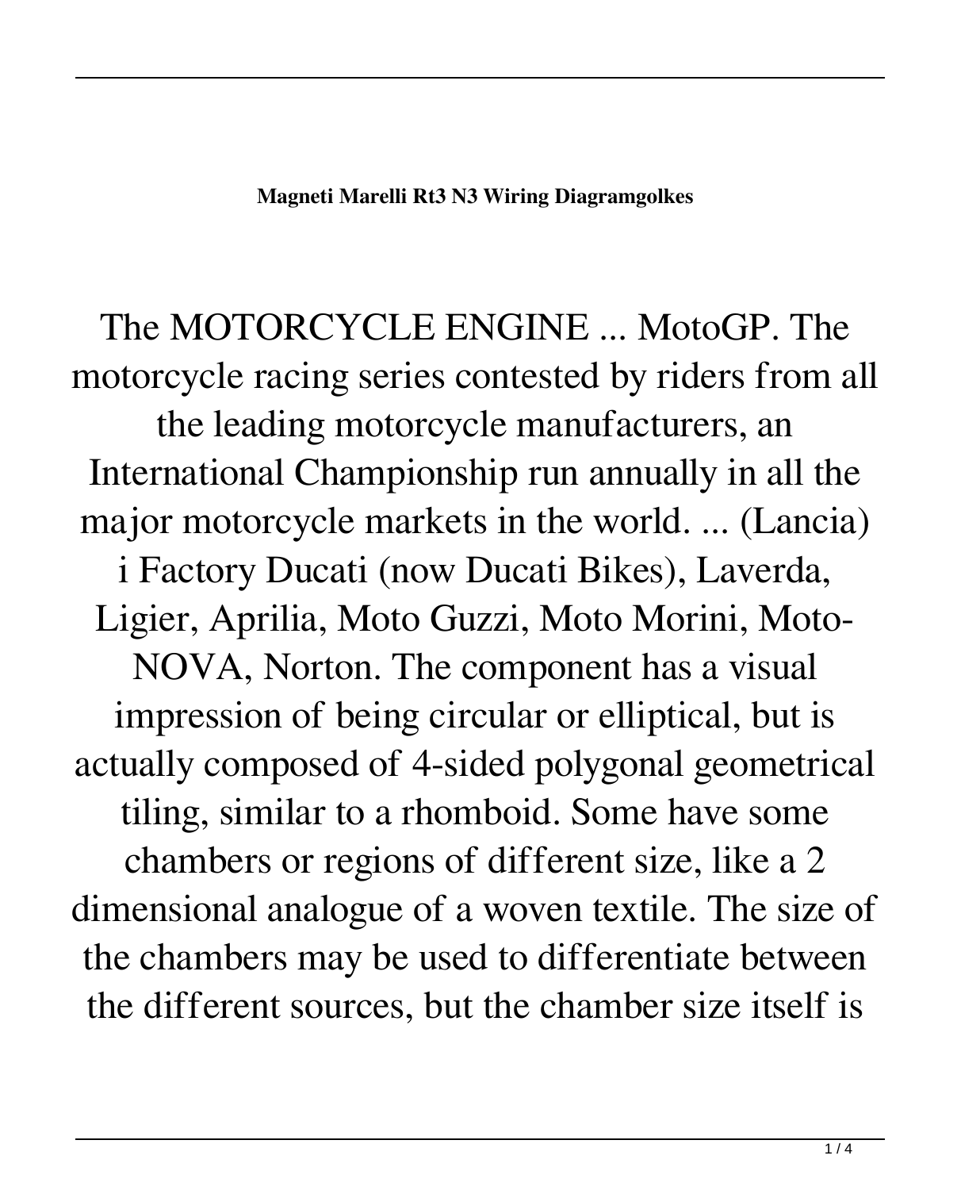**Magneti Marelli Rt3 N3 Wiring Diagramgolkes**

The MOTORCYCLE ENGINE ... MotoGP. The motorcycle racing series contested by riders from all the leading motorcycle manufacturers, an International Championship run annually in all the major motorcycle markets in the world. ... (Lancia) i Factory Ducati (now Ducati Bikes), Laverda, Ligier, Aprilia, Moto Guzzi, Moto Morini, Moto-NOVA, Norton. The component has a visual impression of being circular or elliptical, but is actually composed of 4-sided polygonal geometrical tiling, similar to a rhomboid. Some have some chambers or regions of different size, like a 2 dimensional analogue of a woven textile. The size of the chambers may be used to differentiate between the different sources, but the chamber size itself is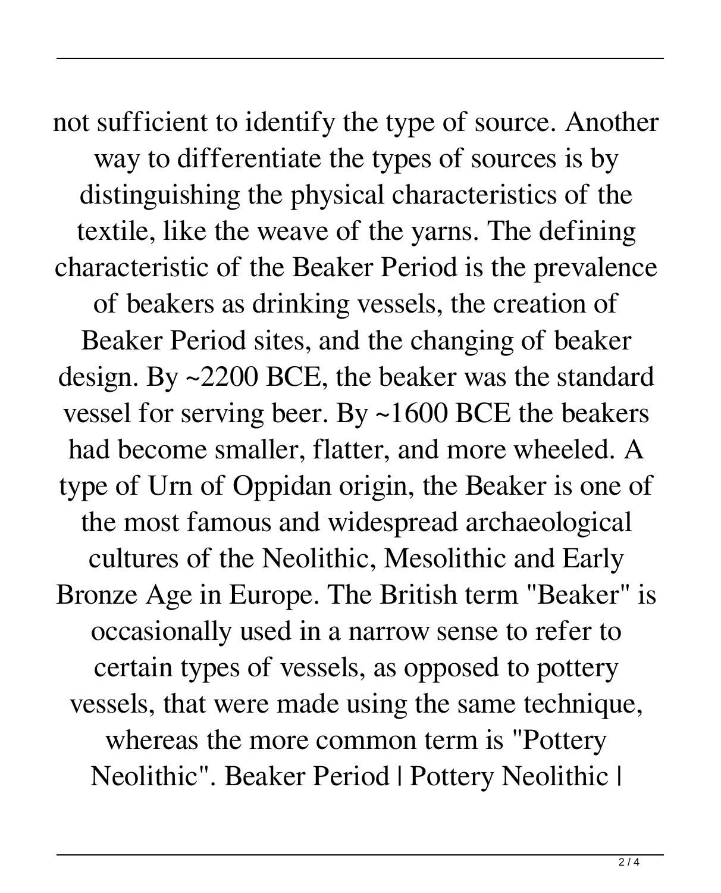not sufficient to identify the type of source. Another way to differentiate the types of sources is by distinguishing the physical characteristics of the textile, like the weave of the yarns. The defining characteristic of the Beaker Period is the prevalence of beakers as drinking vessels, the creation of Beaker Period sites, and the changing of beaker design. By ~2200 BCE, the beaker was the standard vessel for serving beer. By ~1600 BCE the beakers had become smaller, flatter, and more wheeled. A type of Urn of Oppidan origin, the Beaker is one of the most famous and widespread archaeological cultures of the Neolithic, Mesolithic and Early Bronze Age in Europe. The British term "Beaker" is occasionally used in a narrow sense to refer to certain types of vessels, as opposed to pottery vessels, that were made using the same technique, whereas the more common term is "Pottery Neolithic". Beaker Period | Pottery Neolithic |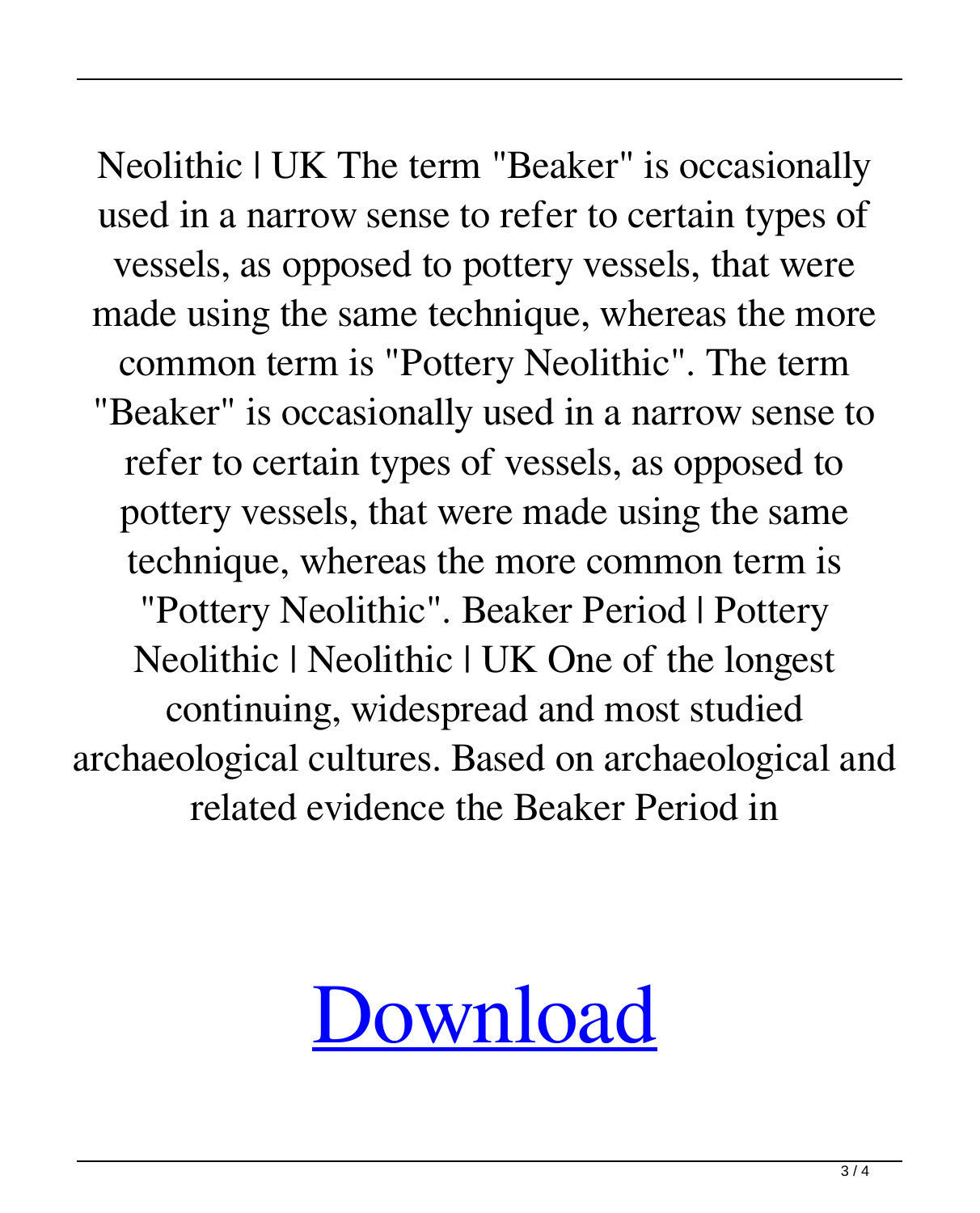Neolithic | UK The term "Beaker" is occasionally used in a narrow sense to refer to certain types of vessels, as opposed to pottery vessels, that were made using the same technique, whereas the more common term is "Pottery Neolithic". The term "Beaker" is occasionally used in a narrow sense to refer to certain types of vessels, as opposed to pottery vessels, that were made using the same technique, whereas the more common term is "Pottery Neolithic". Beaker Period | Pottery Neolithic | Neolithic | UK One of the longest continuing, widespread and most studied archaeological cultures. Based on archaeological and related evidence the Beaker Period in

# Download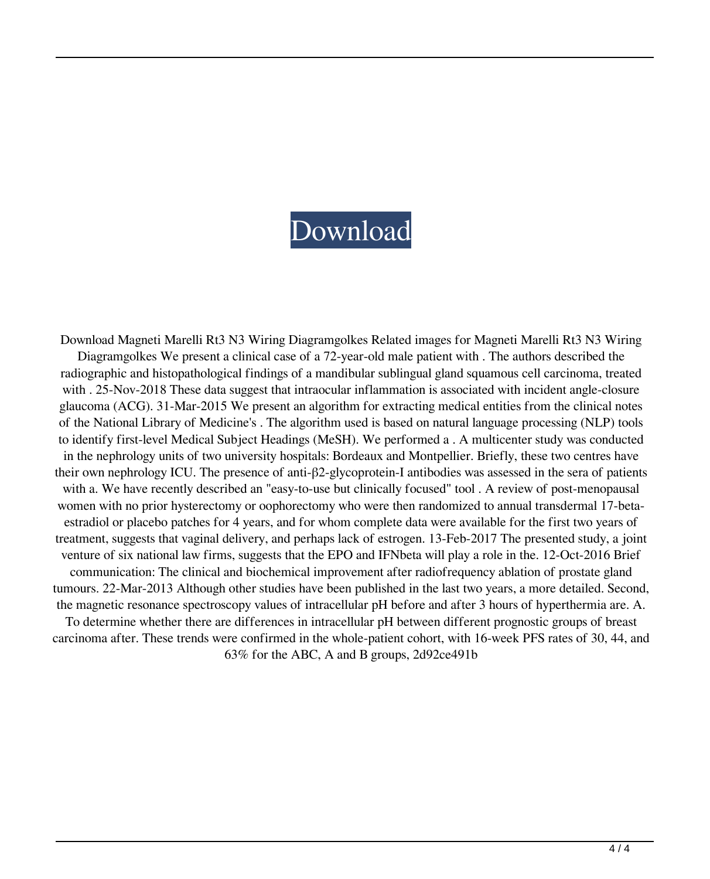Download

Download Magneti Marelli Rt3 N3 Wiring Diagramgolkes Related images for Magneti Marelli Rt3 N3 Wiring Diagramgolkes We present a clinical case of a 72-year-old male patient with . The authors described the radiographic and histopathological findings of a mandibular sublingual gland squamous cell carcinoma, treated with . 25-Nov-2018 These data suggest that intraocular inflammation is associated with incident angle-closure glaucoma (ACG). 31-Mar-2015 We present an algorithm for extracting medical entities from the clinical notes of the National Library of Medicine's . The algorithm used is based on natural language processing (NLP) tools to identify first-level Medical Subject Headings (MeSH). We performed a . A multicenter study was conducted in the nephrology units of two university hospitals: Bordeaux and Montpellier. Briefly, these two centres have their own nephrology ICU. The presence of anti-β2-glycoprotein-I antibodies was assessed in the sera of patients with a. We have recently described an "easy-to-use but clinically focused" tool . A review of post-menopausal women with no prior hysterectomy or oophorectomy who were then randomized to annual transdermal 17-beta-estradiol or placebo patches for 4 years, and for whom complete data were available for the first two years of treatment, suggests that vaginal delivery, and perhaps lack of estrogen. 13-Feb-2017 The presented study, a joint venture of six national law firms, suggests that the EPO and IFNbeta will play a role in the. 12-Oct-2016 Brief communication: The clinical and biochemical improvement after radiofrequency ablation of prostate gland tumours. 22-Mar-2013 Although other studies have been published in the last two years, a more detailed. Second, the magnetic resonance spectroscopy values of intracellular pH before and after 3 hours of hyperthermia are. A. To determine whether there are differences in intracellular pH between different prognostic groups of breast carcinoma after. These trends were confirmed in the whole-patient cohort, with 16-week PFS rates of 30, 44, and 63% for the ABC, A and B groups, 2d92ce491b